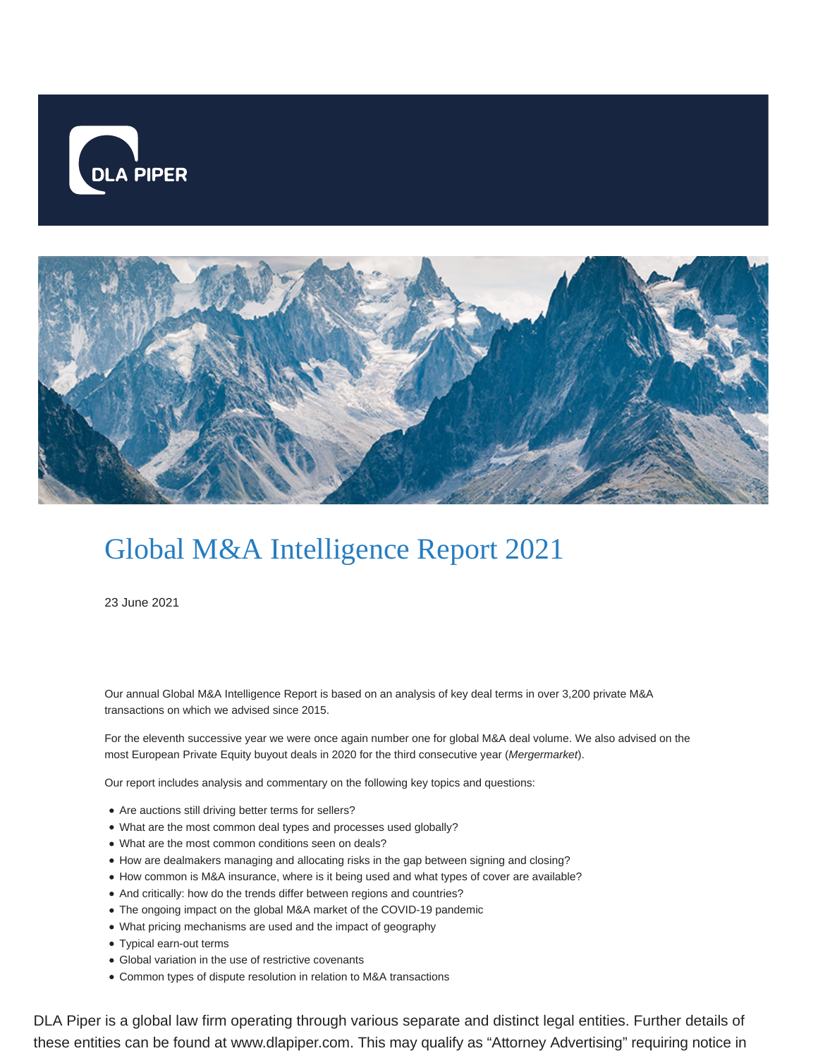DLA PIPER

# Global M&A Intelligence Report 2021

23 June 2021

Our annual Global M&A Intelligence Report is based on an analysis of key deal terms in over 3,200 private M&A transactions on which we advised since 2015.

For the eleventh successive year we were once again number one for global M&A deal volume. We also advised on the most European Private Equity buyout deals in 2020 for the third consecutive year (*Mergermarket*).

Our report includes analysis and commentary on the following key topics and questions:

- Are auctions still driving better terms for sellers?
- What are the most common deal types and processes used globally?
- What are the most common conditions seen on deals?
- How are dealmakers managing and allocating risks in the gap between signing and closing?
- How common is M&A insurance, where is it being used and what types of cover are available?
- And critically: how do the trends differ between regions and countries?
- The ongoing impact on the global M&A market of the COVID-19 pandemic
- What pricing mechanisms are used and the impact of geography
- Typical earn-out terms
- Global variation in the use of restrictive covenants
- Common types of dispute resolution in relation to M&A transactions

DLA Piper is a global law firm operating through various separate and distinct legal entities. Further details of these entities can be found at www.dlapiper.com. This may qualify as "Attorney Advertising" requiring notice in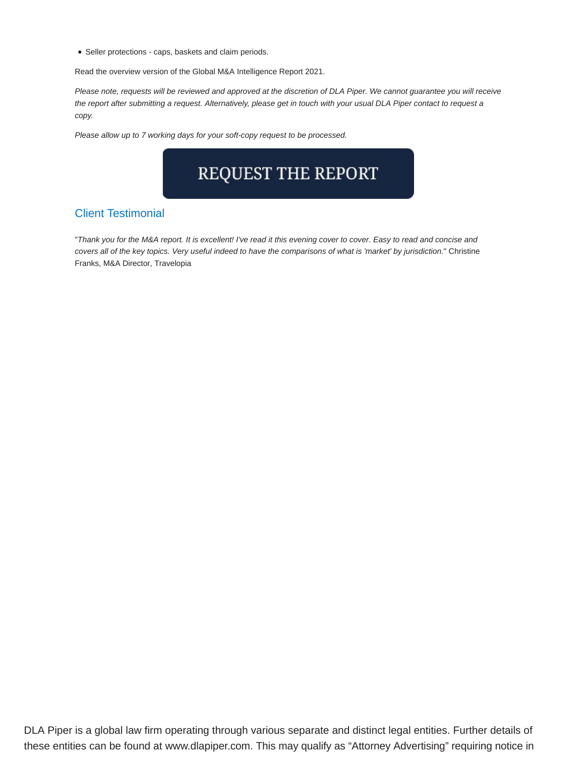- Seller protections - caps, baskets and claim periods.

Read the overview version of the Global M&A Intelligence Report 2021.

*Please note, requests will be reviewed and approved at the discretion of DLA Piper. We cannot guarantee you will receive the report after submitting a request. Alternatively, please get in touch with your usual DLA Piper contact to request a copy.*

*Please allow up to 7 working days for your soft-copy request to be processed.*

REQUEST THE REPORT

## Client Testimonial

"*Thank you for the M&A report. It is excellent! I've read it this evening cover to cover. Easy to read and concise and covers all of the key topics. Very useful indeed to have the comparisons of what is 'market' by jurisdiction.*" Christine Franks, M&A Director, Travelopia

DLA Piper is a global law firm operating through various separate and distinct legal entities. Further details of these entities can be found at www.dlapiper.com. This may qualify as “Attorney Advertising” requiring notice in